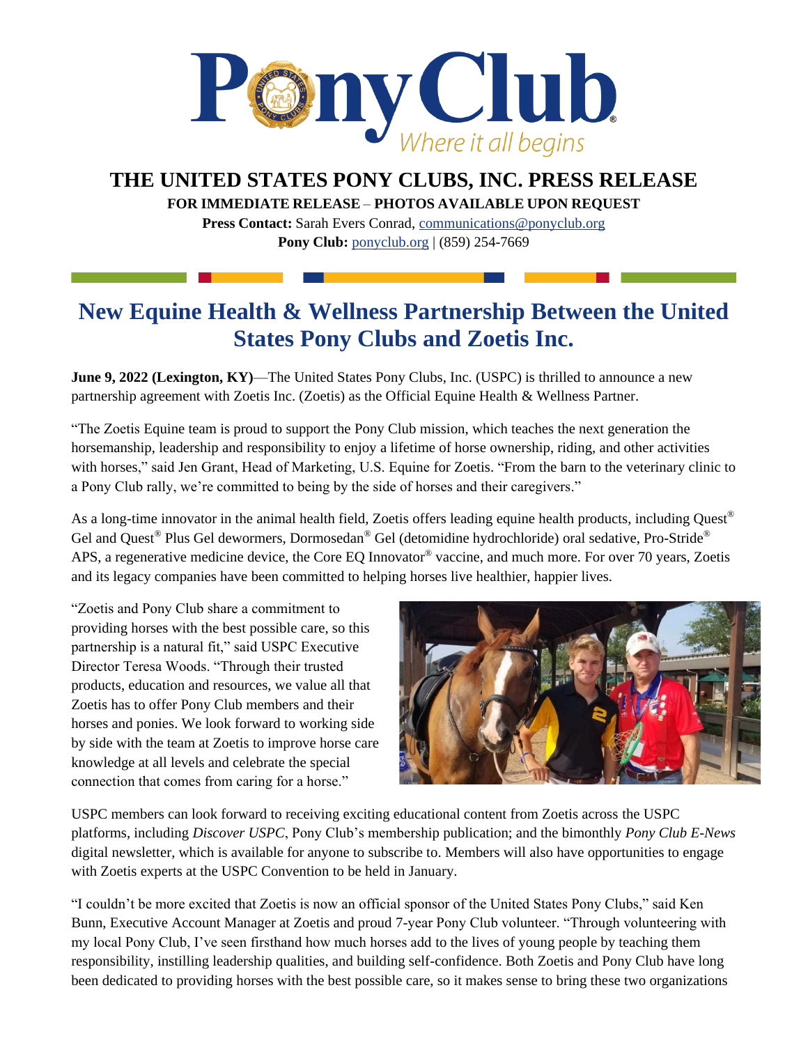Pony Club
Where it all begins

# THE UNITED STATES PONY CLUBS, INC. PRESS RELEASE

**FOR IMMEDIATE RELEASE – PHOTOS AVAILABLE UPON REQUEST**

**Press Contact:** Sarah Evers Conrad, communications@ponyclub.org

**Pony Club:** ponyclub.org | (859) 254-7669

## New Equine Health & Wellness Partnership Between the United States Pony Clubs and Zoetis Inc.

**June 9, 2022 (Lexington, KY)**—The United States Pony Clubs, Inc. (USPC) is thrilled to announce a new partnership agreement with Zoetis Inc. (Zoetis) as the Official Equine Health & Wellness Partner.

"The Zoetis Equine team is proud to support the Pony Club mission, which teaches the next generation the horsemanship, leadership and responsibility to enjoy a lifetime of horse ownership, riding, and other activities with horses," said Jen Grant, Head of Marketing, U.S. Equine for Zoetis. "From the barn to the veterinary clinic to a Pony Club rally, we're committed to being by the side of horses and their caregivers."

As a long-time innovator in the animal health field, Zoetis offers leading equine health products, including Quest® Gel and Quest® Plus Gel dewormers, Dormosedan® Gel (detomidine hydrochloride) oral sedative, Pro-Stride® APS, a regenerative medicine device, the Core EQ Innovator® vaccine, and much more. For over 70 years, Zoetis and its legacy companies have been committed to helping horses live healthier, happier lives.

"Zoetis and Pony Club share a commitment to providing horses with the best possible care, so this partnership is a natural fit," said USPC Executive Director Teresa Woods. "Through their trusted products, education and resources, we value all that Zoetis has to offer Pony Club members and their horses and ponies. We look forward to working side by side with the team at Zoetis to improve horse care knowledge at all levels and celebrate the special connection that comes from caring for a horse."

USPC members can look forward to receiving exciting educational content from Zoetis across the USPC platforms, including *Discover USPC*, Pony Club's membership publication; and the bimonthly *Pony Club E-News* digital newsletter, which is available for anyone to subscribe to. Members will also have opportunities to engage with Zoetis experts at the USPC Convention to be held in January.

"I couldn't be more excited that Zoetis is now an official sponsor of the United States Pony Clubs," said Ken Bunn, Executive Account Manager at Zoetis and proud 7-year Pony Club volunteer. "Through volunteering with my local Pony Club, I've seen firsthand how much horses add to the lives of young people by teaching them responsibility, instilling leadership qualities, and building self-confidence. Both Zoetis and Pony Club have long been dedicated to providing horses with the best possible care, so it makes sense to bring these two organizations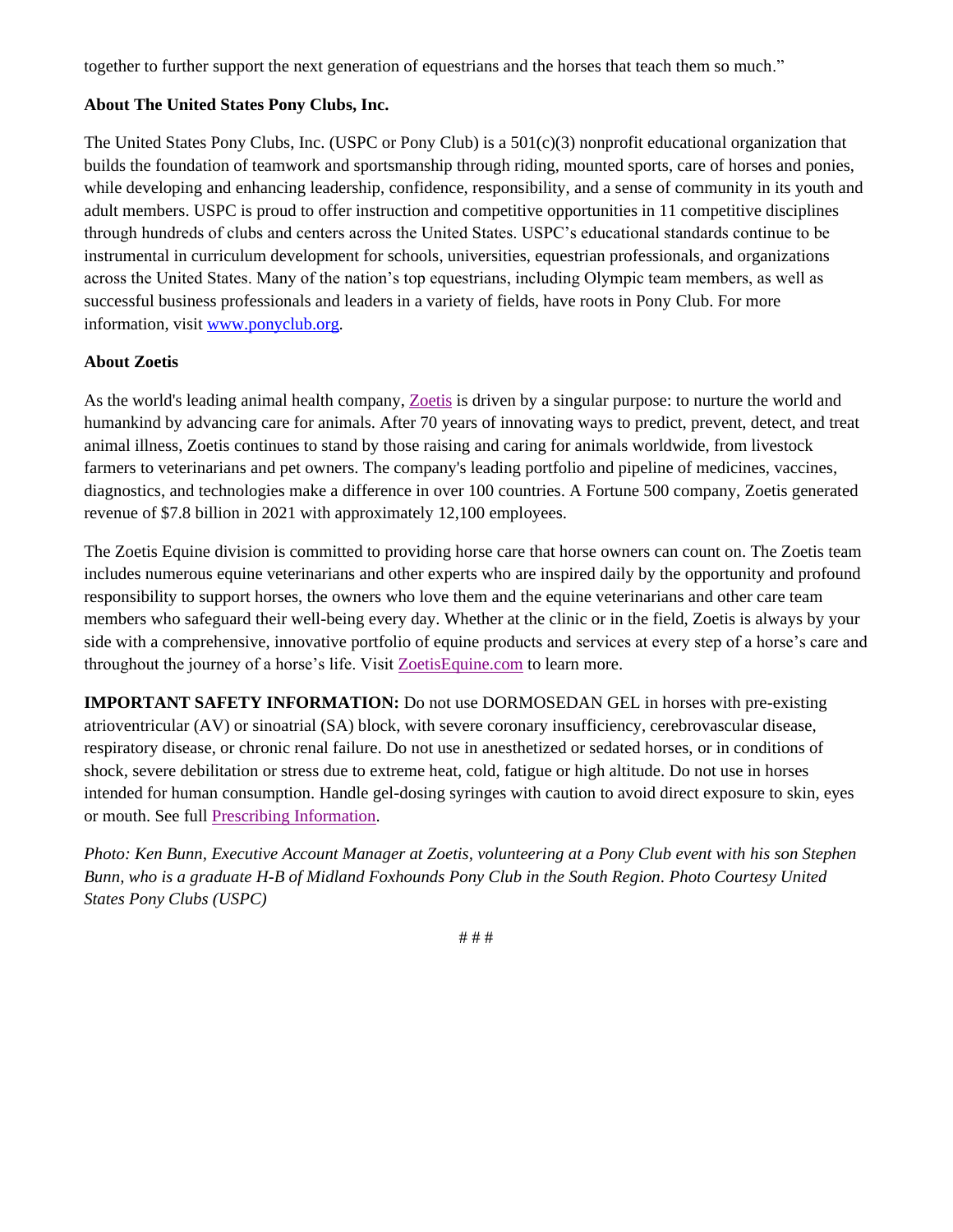together to further support the next generation of equestrians and the horses that teach them so much."

**About The United States Pony Clubs, Inc.**

The United States Pony Clubs, Inc. (USPC or Pony Club) is a 501(c)(3) nonprofit educational organization that builds the foundation of teamwork and sportsmanship through riding, mounted sports, care of horses and ponies, while developing and enhancing leadership, confidence, responsibility, and a sense of community in its youth and adult members. USPC is proud to offer instruction and competitive opportunities in 11 competitive disciplines through hundreds of clubs and centers across the United States. USPC's educational standards continue to be instrumental in curriculum development for schools, universities, equestrian professionals, and organizations across the United States. Many of the nation's top equestrians, including Olympic team members, as well as successful business professionals and leaders in a variety of fields, have roots in Pony Club. For more information, visit [www.ponyclub.org](www.ponyclub.org).

**About Zoetis**

As the world's leading animal health company, [Zoetis]() is driven by a singular purpose: to nurture the world and humankind by advancing care for animals. After 70 years of innovating ways to predict, prevent, detect, and treat animal illness, Zoetis continues to stand by those raising and caring for animals worldwide, from livestock farmers to veterinarians and pet owners. The company's leading portfolio and pipeline of medicines, vaccines, diagnostics, and technologies make a difference in over 100 countries. A Fortune 500 company, Zoetis generated revenue of $7.8 billion in 2021 with approximately 12,100 employees.

The Zoetis Equine division is committed to providing horse care that horse owners can count on. The Zoetis team includes numerous equine veterinarians and other experts who are inspired daily by the opportunity and profound responsibility to support horses, the owners who love them and the equine veterinarians and other care team members who safeguard their well-being every day. Whether at the clinic or in the field, Zoetis is always by your side with a comprehensive, innovative portfolio of equine products and services at every step of a horse's care and throughout the journey of a horse's life. Visit [ZoetisEquine.com]() to learn more.

**IMPORTANT SAFETY INFORMATION:** Do not use DORMOSEDAN GEL in horses with pre-existing atrioventricular (AV) or sinoatrial (SA) block, with severe coronary insufficiency, cerebrovascular disease, respiratory disease, or chronic renal failure. Do not use in anesthetized or sedated horses, or in conditions of shock, severe debilitation or stress due to extreme heat, cold, fatigue or high altitude. Do not use in horses intended for human consumption. Handle gel-dosing syringes with caution to avoid direct exposure to skin, eyes or mouth. See full [Prescribing Information]().

*Photo: Ken Bunn, Executive Account Manager at Zoetis, volunteering at a Pony Club event with his son Stephen Bunn, who is a graduate H-B of Midland Foxhounds Pony Club in the South Region. Photo Courtesy United States Pony Clubs (USPC)*

# # #